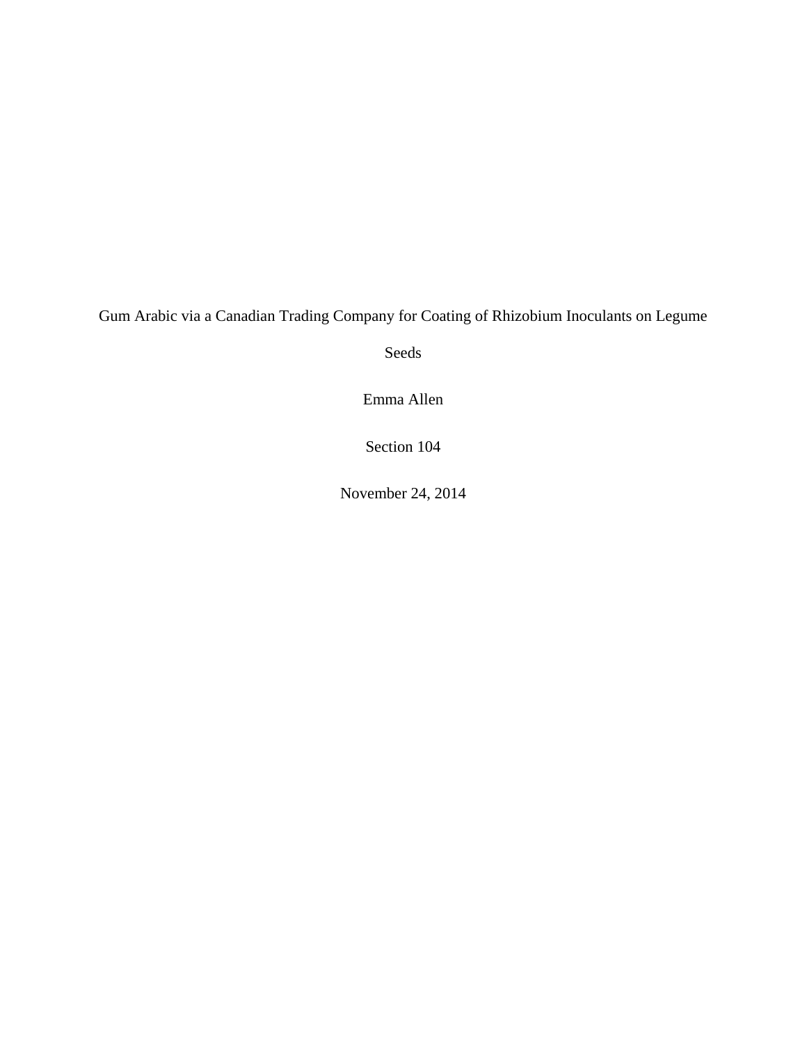# Gum Arabic via a Canadian Trading Company for Coating of Rhizobium Inoculants on Legume Seeds

Emma Allen

Section 104

November 24, 2014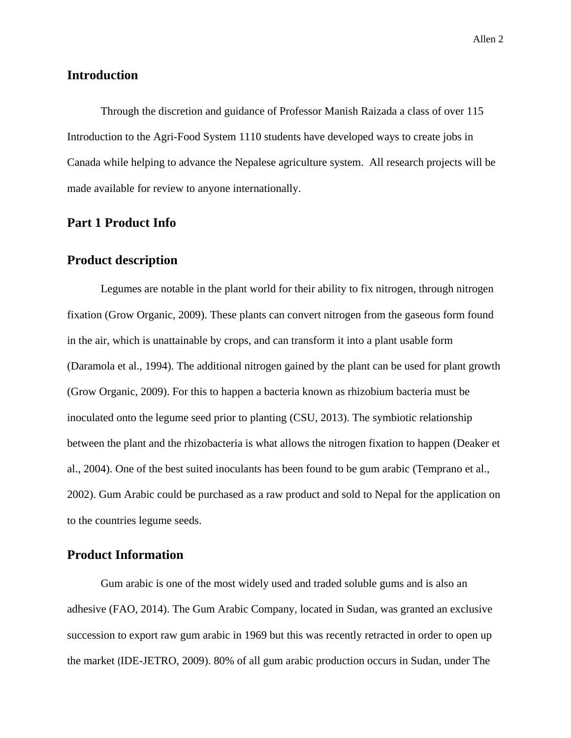## Introduction

Through the discretion and guidance of Professor Manish Raizada a class of over 115 Introduction to the Agri-Food System 1110 students have developed ways to create jobs in Canada while helping to advance the Nepalese agriculture system. All research projects will be made available for review to anyone internationally.

## Part 1 Product Info

## Product description

Legumes are notable in the plant world for their ability to fix nitrogen, through nitrogen fixation (Grow Organic, 2009). These plants can convert nitrogen from the gaseous form found in the air, which is unattainable by crops, and can transform it into a plant usable form (Daramola et al., 1994). The additional nitrogen gained by the plant can be used for plant growth (Grow Organic, 2009). For this to happen a bacteria known as rhizobium bacteria must be inoculated onto the legume seed prior to planting (CSU, 2013). The symbiotic relationship between the plant and the rhizobacteria is what allows the nitrogen fixation to happen (Deaker et al., 2004). One of the best suited inoculants has been found to be gum arabic (Temprano et al., 2002). Gum Arabic could be purchased as a raw product and sold to Nepal for the application on to the countries legume seeds.

## Product Information

Gum arabic is one of the most widely used and traded soluble gums and is also an adhesive (FAO, 2014). The Gum Arabic Company, located in Sudan, was granted an exclusive succession to export raw gum arabic in 1969 but this was recently retracted in order to open up the market (IDE-JETRO, 2009). 80% of all gum arabic production occurs in Sudan, under The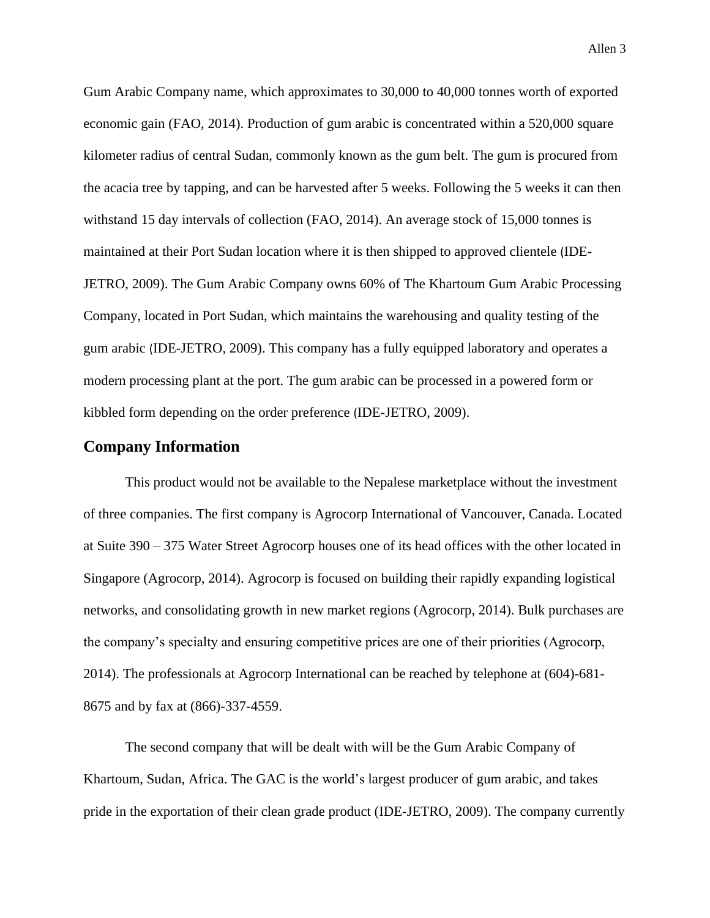Gum Arabic Company name, which approximates to 30,000 to 40,000 tonnes worth of exported economic gain (FAO, 2014). Production of gum arabic is concentrated within a 520,000 square kilometer radius of central Sudan, commonly known as the gum belt. The gum is procured from the acacia tree by tapping, and can be harvested after 5 weeks. Following the 5 weeks it can then withstand 15 day intervals of collection (FAO, 2014). An average stock of 15,000 tonnes is maintained at their Port Sudan location where it is then shipped to approved clientele (IDE-JETRO, 2009). The Gum Arabic Company owns 60% of The Khartoum Gum Arabic Processing Company, located in Port Sudan, which maintains the warehousing and quality testing of the gum arabic (IDE-JETRO, 2009). This company has a fully equipped laboratory and operates a modern processing plant at the port. The gum arabic can be processed in a powered form or kibbled form depending on the order preference (IDE-JETRO, 2009).

## Company Information

This product would not be available to the Nepalese marketplace without the investment of three companies. The first company is Agrocorp International of Vancouver, Canada. Located at Suite 390 – 375 Water Street Agrocorp houses one of its head offices with the other located in Singapore (Agrocorp, 2014). Agrocorp is focused on building their rapidly expanding logistical networks, and consolidating growth in new market regions (Agrocorp, 2014). Bulk purchases are the company's specialty and ensuring competitive prices are one of their priorities (Agrocorp, 2014). The professionals at Agrocorp International can be reached by telephone at (604)-681-8675 and by fax at (866)-337-4559.

The second company that will be dealt with will be the Gum Arabic Company of Khartoum, Sudan, Africa. The GAC is the world's largest producer of gum arabic, and takes pride in the exportation of their clean grade product (IDE-JETRO, 2009). The company currently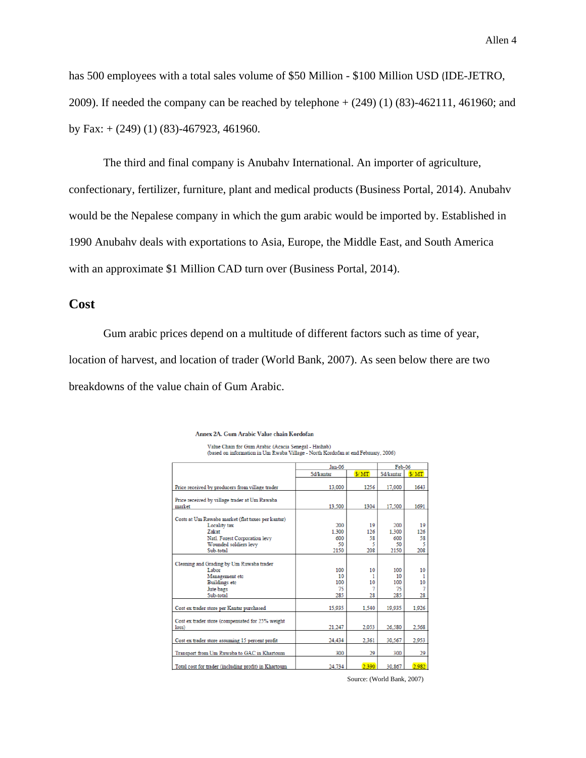has 500 employees with a total sales volume of $50 Million - $100 Million USD (IDE-JETRO, 2009). If needed the company can be reached by telephone + (249) (1) (83)-462111, 461960; and by Fax: + (249) (1) (83)-467923, 461960.

The third and final company is Anubahv International. An importer of agriculture, confectionary, fertilizer, furniture, plant and medical products (Business Portal, 2014). Anubahv would be the Nepalese company in which the gum arabic would be imported by. Established in 1990 Anubahv deals with exportations to Asia, Europe, the Middle East, and South America with an approximate $1 Million CAD turn over (Business Portal, 2014).

## Cost

Gum arabic prices depend on a multitude of different factors such as time of year, location of harvest, and location of trader (World Bank, 2007). As seen below there are two breakdowns of the value chain of Gum Arabic.

**Annex 2A. Gum Arabic Value chain Kordofan**

Value Chain for Gum Arabic (Acacia Senegal - Hashab)
(based on information in Um Rwaba Village - North Kordofan at end February, 2006)

| | Jan-06 | | Feb-06 | |
|---|---|---|---|---|
| | Sd/kantar | $/ MT | Sd/kantar | $/ MT |
| Price received by producers from village trader | 13,000 | 1256 | 17,000 | 1643 |
| Price received by village trader at Um Rawaba market | 13,500 | 1304 | 17,500 | 1691 |
| Costs at Um Rawaba market (flat taxes per kantar) | | | | |
| Locality tax | 200 | 19 | 200 | 19 |
| Zakat | 1,300 | 126 | 1,300 | 126 |
| Natl. Forest Corporation levy | 600 | 58 | 600 | 58 |
| Wounded soldiers levy | 50 | 5 | 50 | 5 |
| Sub-total | 2150 | 208 | 2150 | 208 |
| Cleaning and Grading by Um Ruwaba trader | | | | |
| Labor | 100 | 10 | 100 | 10 |
| Management etc | 10 | 1 | 10 | 1 |
| Buildings etc | 100 | 10 | 100 | 10 |
| Jute bags | 75 | 7 | 75 | 7 |
| Sub-total | 285 | 28 | 285 | 28 |
| Cost ex trader store per Kantar purchased | 15,935 | 1,540 | 19,935 | 1,926 |
| Cost ex trader store (compensated for 25% weight loss) | 21,247 | 2,053 | 26,580 | 2,568 |
| Cost ex trader store assuming 15 percent profit | 24,434 | 2,361 | 30,567 | 2,953 |
| Transport from Um Ruwaba to GAC in Khartoum | 300 | 29 | 300 | 29 |
| Total cost for trader (including profit) in Khartoum | 24,734 | 2,390 | 30,867 | 2,982 |

Source: (World Bank, 2007)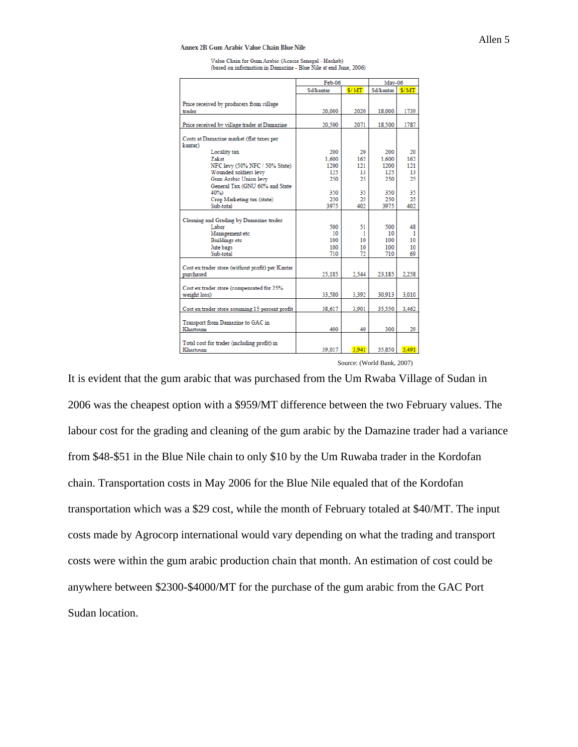**Annex 2B Gum Arabic Value Chain Blue Nile**

Value Chain for Gum Arabic (Acacia Senegal - Hashab)
(based on information in Damazine - Blue Nile at end June, 2006)

| | Feb-06 | | May-06 | |
|---|---|---|---|---|
| | Sd/kantar | $/MT | Sd/kantar | $/MT |
| Price received by producers from village trader | 20,000 | 2020 | 18,000 | 1739 |
| Price received by village trader at Damazine | 20,500 | 2071 | 18,500 | 1787 |
| Costs at Damazine market (flat taxes per kantar) | | | | |
| Locality tax | 200 | 20 | 200 | 20 |
| Zakat | 1,600 | 162 | 1,600 | 162 |
| NFC levy (50% NFC / 50% State) | 1200 | 121 | 1200 | 121 |
| Wounded soldiers levy | 125 | 13 | 125 | 13 |
| Gum Arabic Union levy | 250 | 25 | 250 | 25 |
| General Tax (GNU 60% and State 40%) | 350 | 35 | 350 | 35 |
| Crop Marketing tax (state) | 250 | 25 | 250 | 25 |
| Sub-total | 3975 | 402 | 3975 | 402 |
| Cleaning and Grading by Damazine trader | | | | |
| Labor | 500 | 51 | 500 | 48 |
| Management etc | 10 | 1 | 10 | 1 |
| Buildings etc | 100 | 10 | 100 | 10 |
| Jute bags | 100 | 10 | 100 | 10 |
| Sub-total | 710 | 72 | 710 | 69 |
| Cost ex trader store (without profit) per Kantar purchased | 25,185 | 2,544 | 23,185 | 2,258 |
| Cost ex trader store (compensated for 25% weight loss) | 33,580 | 3,392 | 30,913 | 3,010 |
| Cost ex trader store assuming 15 percent profit | 38,617 | 3,901 | 35,550 | 3,462 |
| Transport from Damazine to GAC in Khartoum | 400 | 40 | 300 | 29 |
| Total cost for trader (including profit) in Khartoum | 39,017 | 3,941 | 35,850 | 3,491 |

Source: (World Bank, 2007)

It is evident that the gum arabic that was purchased from the Um Rwaba Village of Sudan in 2006 was the cheapest option with a $959/MT difference between the two February values. The labour cost for the grading and cleaning of the gum arabic by the Damazine trader had a variance from $48-$51 in the Blue Nile chain to only $10 by the Um Ruwaba trader in the Kordofan chain. Transportation costs in May 2006 for the Blue Nile equaled that of the Kordofan transportation which was a $29 cost, while the month of February totaled at $40/MT. The input costs made by Agrocorp international would vary depending on what the trading and transport costs were within the gum arabic production chain that month. An estimation of cost could be anywhere between $2300-$4000/MT for the purchase of the gum arabic from the GAC Port Sudan location.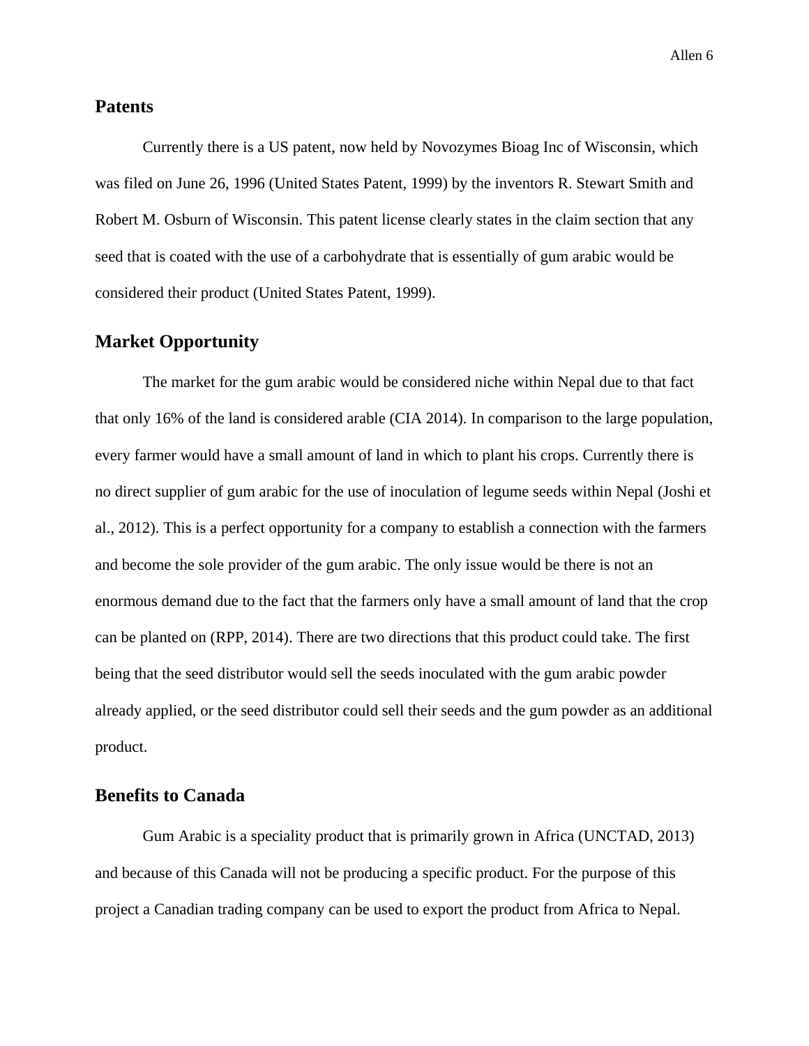## Patents

Currently there is a US patent, now held by Novozymes Bioag Inc of Wisconsin, which was filed on June 26, 1996 (United States Patent, 1999) by the inventors R. Stewart Smith and Robert M. Osburn of Wisconsin. This patent license clearly states in the claim section that any seed that is coated with the use of a carbohydrate that is essentially of gum arabic would be considered their product (United States Patent, 1999).

## Market Opportunity

The market for the gum arabic would be considered niche within Nepal due to that fact that only 16% of the land is considered arable (CIA 2014). In comparison to the large population, every farmer would have a small amount of land in which to plant his crops. Currently there is no direct supplier of gum arabic for the use of inoculation of legume seeds within Nepal (Joshi et al., 2012). This is a perfect opportunity for a company to establish a connection with the farmers and become the sole provider of the gum arabic. The only issue would be there is not an enormous demand due to the fact that the farmers only have a small amount of land that the crop can be planted on (RPP, 2014). There are two directions that this product could take. The first being that the seed distributor would sell the seeds inoculated with the gum arabic powder already applied, or the seed distributor could sell their seeds and the gum powder as an additional product.

## Benefits to Canada

Gum Arabic is a speciality product that is primarily grown in Africa (UNCTAD, 2013) and because of this Canada will not be producing a specific product. For the purpose of this project a Canadian trading company can be used to export the product from Africa to Nepal.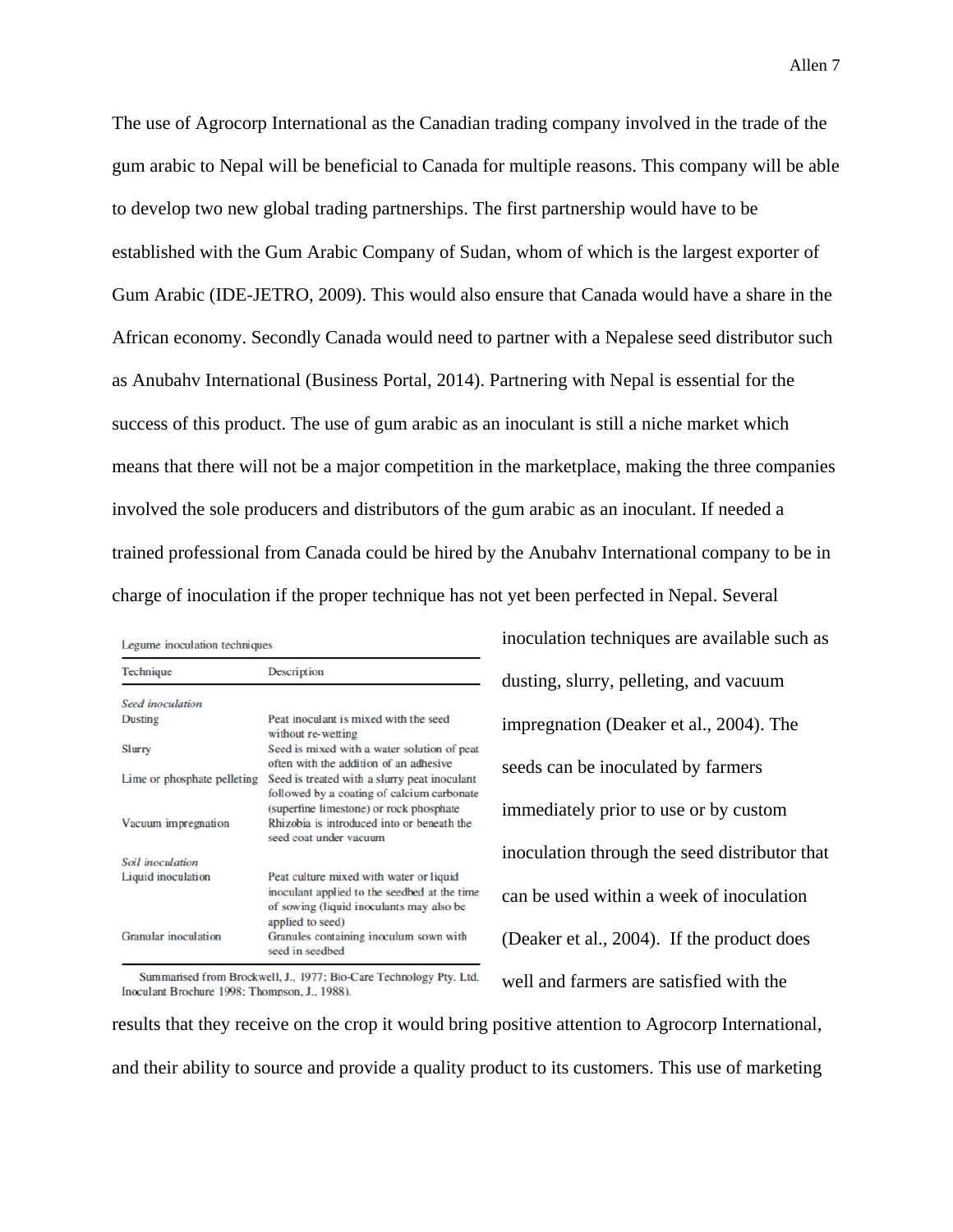The use of Agrocorp International as the Canadian trading company involved in the trade of the gum arabic to Nepal will be beneficial to Canada for multiple reasons. This company will be able to develop two new global trading partnerships. The first partnership would have to be established with the Gum Arabic Company of Sudan, whom of which is the largest exporter of Gum Arabic (IDE-JETRO, 2009). This would also ensure that Canada would have a share in the African economy. Secondly Canada would need to partner with a Nepalese seed distributor such as Anubahv International (Business Portal, 2014). Partnering with Nepal is essential for the success of this product. The use of gum arabic as an inoculant is still a niche market which means that there will not be a major competition in the marketplace, making the three companies involved the sole producers and distributors of the gum arabic as an inoculant. If needed a trained professional from Canada could be hired by the Anubahv International company to be in charge of inoculation if the proper technique has not yet been perfected in Nepal. Several inoculation techniques are available such as dusting, slurry, pelleting, and vacuum impregnation (Deaker et al., 2004). The seeds can be inoculated by farmers immediately prior to use or by custom inoculation through the seed distributor that can be used within a week of inoculation (Deaker et al., 2004). If the product does well and farmers are satisfied with the results that they receive on the crop it would bring positive attention to Agrocorp International, and their ability to source and provide a quality product to its customers. This use of marketing

Legume inoculation techniques

| Technique | Description |
|---|---|
| *Seed inoculation* | |
| Dusting | Peat inoculant is mixed with the seed without re-wetting |
| Slurry | Seed is mixed with a water solution of peat often with the addition of an adhesive |
| Lime or phosphate pelleting | Seed is treated with a slurry peat inoculant followed by a coating of calcium carbonate (superfine limestone) or rock phosphate |
| Vacuum impregnation | Rhizobia is introduced into or beneath the seed coat under vacuum |
| *Soil inoculation* | |
| Liquid inoculation | Peat culture mixed with water or liquid inoculant applied to the seedbed at the time of sowing (liquid inoculants may also be applied to seed) |
| Granular inoculation | Granules containing inoculum sown with seed in seedbed |

Summarised from Brockwell, J., 1977; Bio-Care Technology Pty. Ltd. Inoculant Brochure 1998; Thompson, J., 1988).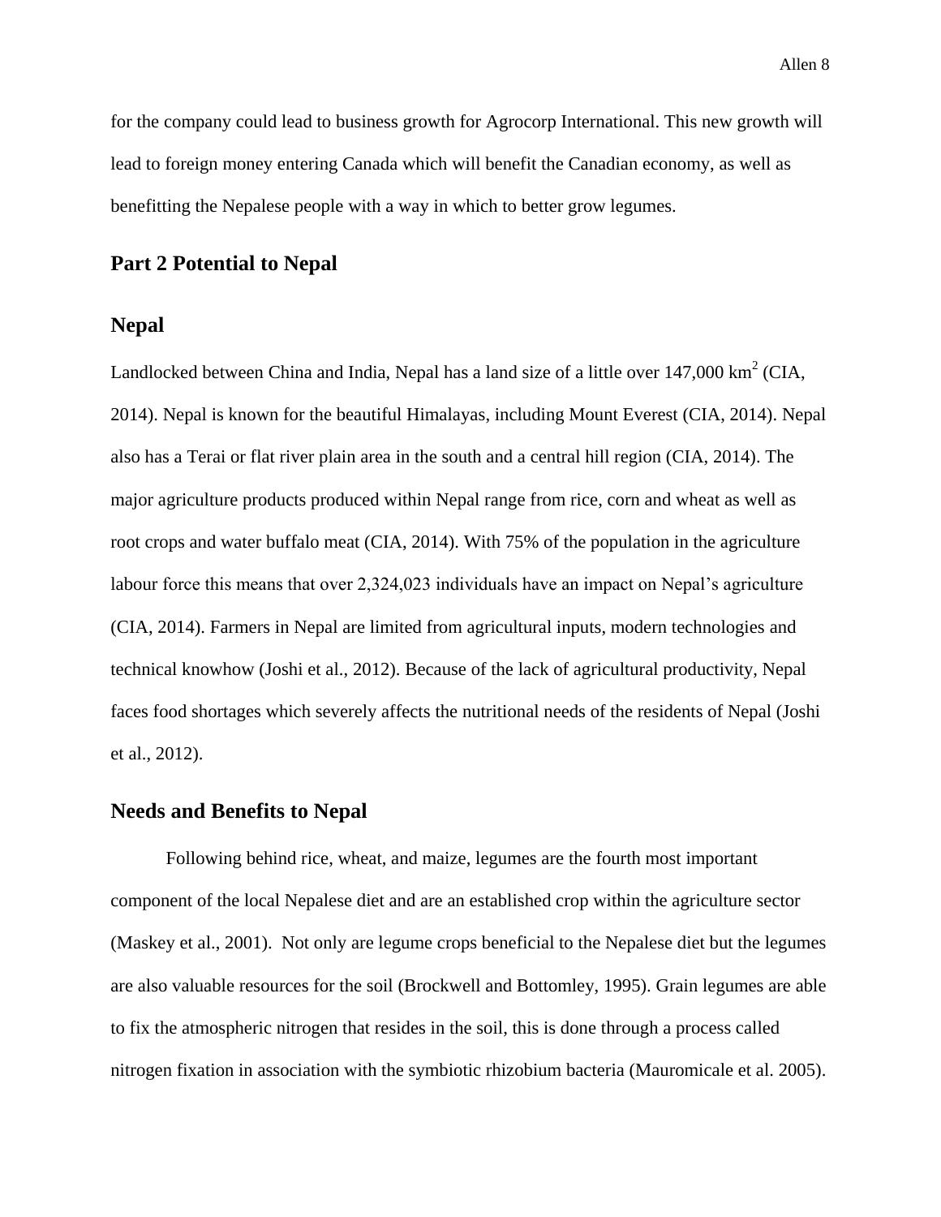for the company could lead to business growth for Agrocorp International. This new growth will lead to foreign money entering Canada which will benefit the Canadian economy, as well as benefitting the Nepalese people with a way in which to better grow legumes.

## Part 2 Potential to Nepal

## Nepal

Landlocked between China and India, Nepal has a land size of a little over 147,000 $km^2$ (CIA, 2014). Nepal is known for the beautiful Himalayas, including Mount Everest (CIA, 2014). Nepal also has a Terai or flat river plain area in the south and a central hill region (CIA, 2014). The major agriculture products produced within Nepal range from rice, corn and wheat as well as root crops and water buffalo meat (CIA, 2014). With 75% of the population in the agriculture labour force this means that over 2,324,023 individuals have an impact on Nepal's agriculture (CIA, 2014). Farmers in Nepal are limited from agricultural inputs, modern technologies and technical knowhow (Joshi et al., 2012). Because of the lack of agricultural productivity, Nepal faces food shortages which severely affects the nutritional needs of the residents of Nepal (Joshi et al., 2012).

## Needs and Benefits to Nepal

Following behind rice, wheat, and maize, legumes are the fourth most important component of the local Nepalese diet and are an established crop within the agriculture sector (Maskey et al., 2001). Not only are legume crops beneficial to the Nepalese diet but the legumes are also valuable resources for the soil (Brockwell and Bottomley, 1995). Grain legumes are able to fix the atmospheric nitrogen that resides in the soil, this is done through a process called nitrogen fixation in association with the symbiotic rhizobium bacteria (Mauromicale et al. 2005).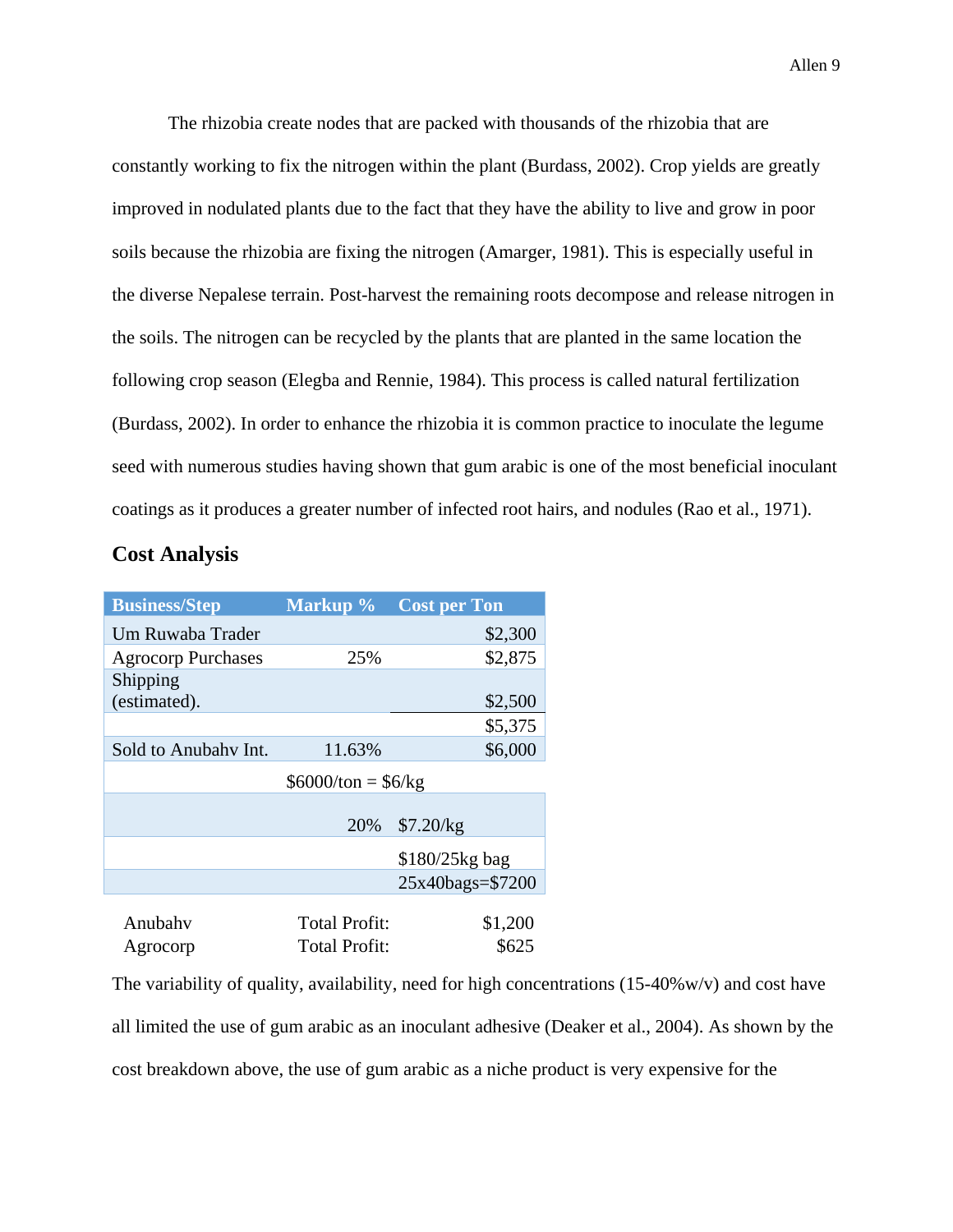The rhizobia create nodes that are packed with thousands of the rhizobia that are constantly working to fix the nitrogen within the plant (Burdass, 2002). Crop yields are greatly improved in nodulated plants due to the fact that they have the ability to live and grow in poor soils because the rhizobia are fixing the nitrogen (Amarger, 1981). This is especially useful in the diverse Nepalese terrain. Post-harvest the remaining roots decompose and release nitrogen in the soils. The nitrogen can be recycled by the plants that are planted in the same location the following crop season (Elegba and Rennie, 1984). This process is called natural fertilization (Burdass, 2002). In order to enhance the rhizobia it is common practice to inoculate the legume seed with numerous studies having shown that gum arabic is one of the most beneficial inoculant coatings as it produces a greater number of infected root hairs, and nodules (Rao et al., 1971).

## Cost Analysis

| Business/Step | Markup % | Cost per Ton |
|---|---|---|
| Um Ruwaba Trader | | $2,300 |
| Agrocorp Purchases | 25% | $2,875 |
| Shipping (estimated). | | $2,500 |
| | | $5,375 |
| Sold to Anubahv Int. | 11.63% | $6,000 |
| | $6000/ton = $6/kg | |
| | 20% | $7.20/kg |
| | | $180/25kg bag |
| | | 25x40bags=$7200 |

| | | |
|---|---|---|
| Anubahv | Total Profit: | $1,200 |
| Agrocorp | Total Profit: | $625 |

The variability of quality, availability, need for high concentrations (15-40%w/v) and cost have all limited the use of gum arabic as an inoculant adhesive (Deaker et al., 2004). As shown by the cost breakdown above, the use of gum arabic as a niche product is very expensive for the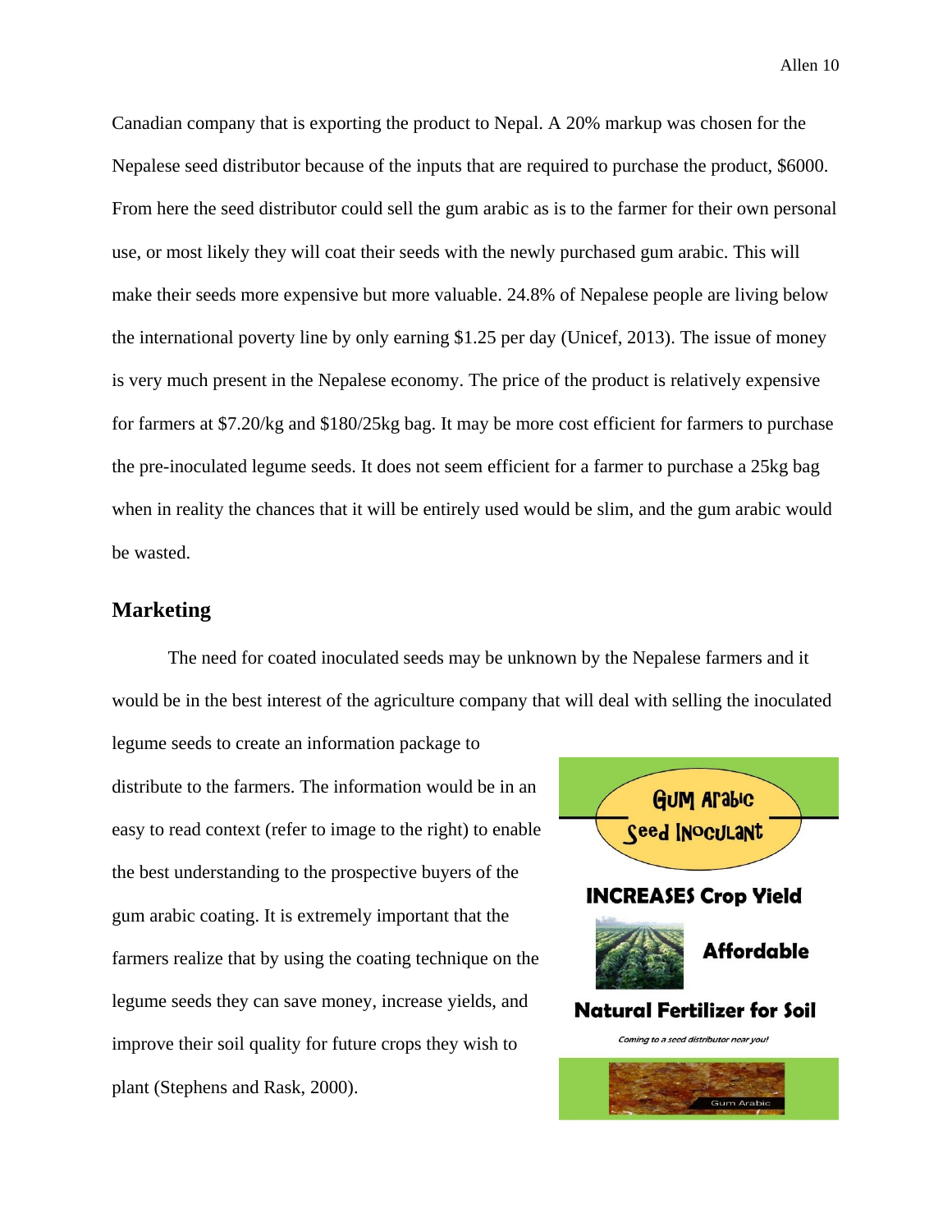Canadian company that is exporting the product to Nepal. A 20% markup was chosen for the Nepalese seed distributor because of the inputs that are required to purchase the product, $6000. From here the seed distributor could sell the gum arabic as is to the farmer for their own personal use, or most likely they will coat their seeds with the newly purchased gum arabic. This will make their seeds more expensive but more valuable. 24.8% of Nepalese people are living below the international poverty line by only earning $1.25 per day (Unicef, 2013). The issue of money is very much present in the Nepalese economy. The price of the product is relatively expensive for farmers at $7.20/kg and $180/25kg bag. It may be more cost efficient for farmers to purchase the pre-inoculated legume seeds. It does not seem efficient for a farmer to purchase a 25kg bag when in reality the chances that it will be entirely used would be slim, and the gum arabic would be wasted.

## Marketing

The need for coated inoculated seeds may be unknown by the Nepalese farmers and it would be in the best interest of the agriculture company that will deal with selling the inoculated legume seeds to create an information package to distribute to the farmers. The information would be in an easy to read context (refer to image to the right) to enable the best understanding to the prospective buyers of the gum arabic coating. It is extremely important that the farmers realize that by using the coating technique on the legume seeds they can save money, increase yields, and improve their soil quality for future crops they wish to plant (Stephens and Rask, 2000).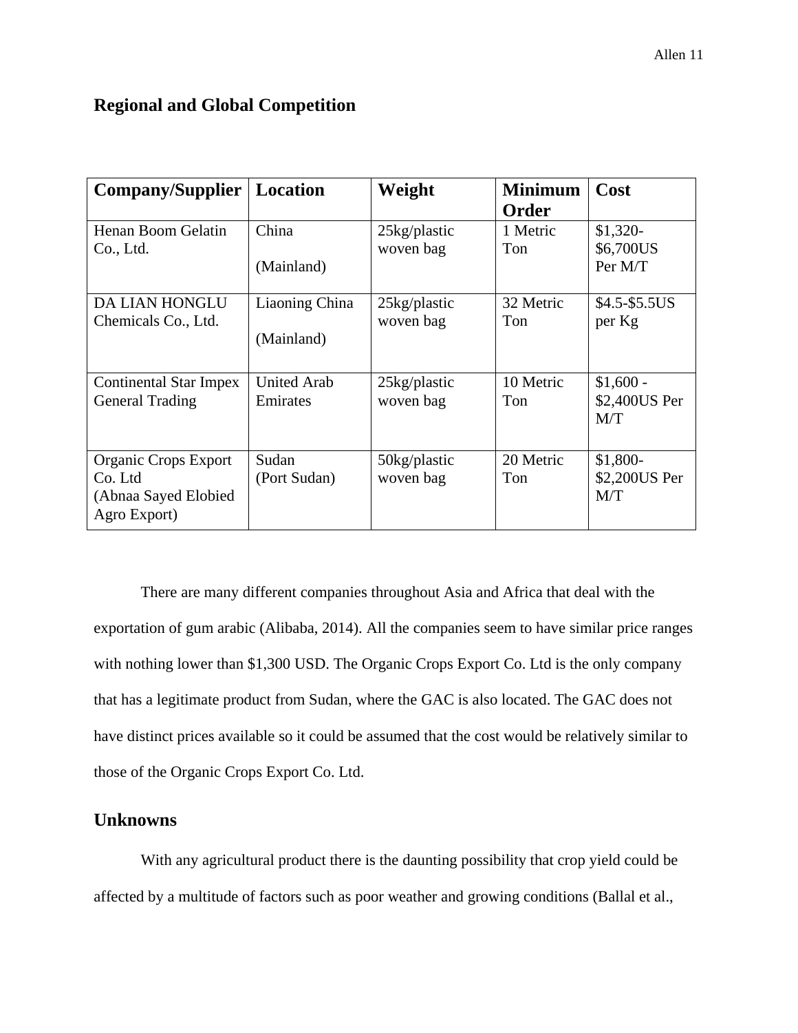## Regional and Global Competition

| Company/Supplier | Location | Weight | Minimum Order | Cost |
|---|---|---|---|---|
| Henan Boom Gelatin Co., Ltd. | China (Mainland) | 25kg/plastic woven bag | 1 Metric Ton | $1,320-$6,700US Per M/T |
| DA LIAN HONGLU Chemicals Co., Ltd. | Liaoning China (Mainland) | 25kg/plastic woven bag | 32 Metric Ton | $4.5-$5.5US per Kg |
| Continental Star Impex General Trading | United Arab Emirates | 25kg/plastic woven bag | 10 Metric Ton | $1,600 - $2,400US Per M/T |
| Organic Crops Export Co. Ltd (Abnaa Sayed Elobied Agro Export) | Sudan (Port Sudan) | 50kg/plastic woven bag | 20 Metric Ton | $1,800-$2,200US Per M/T |

There are many different companies throughout Asia and Africa that deal with the exportation of gum arabic (Alibaba, 2014). All the companies seem to have similar price ranges with nothing lower than $1,300 USD. The Organic Crops Export Co. Ltd is the only company that has a legitimate product from Sudan, where the GAC is also located. The GAC does not have distinct prices available so it could be assumed that the cost would be relatively similar to those of the Organic Crops Export Co. Ltd.

## Unknowns

With any agricultural product there is the daunting possibility that crop yield could be affected by a multitude of factors such as poor weather and growing conditions (Ballal et al.,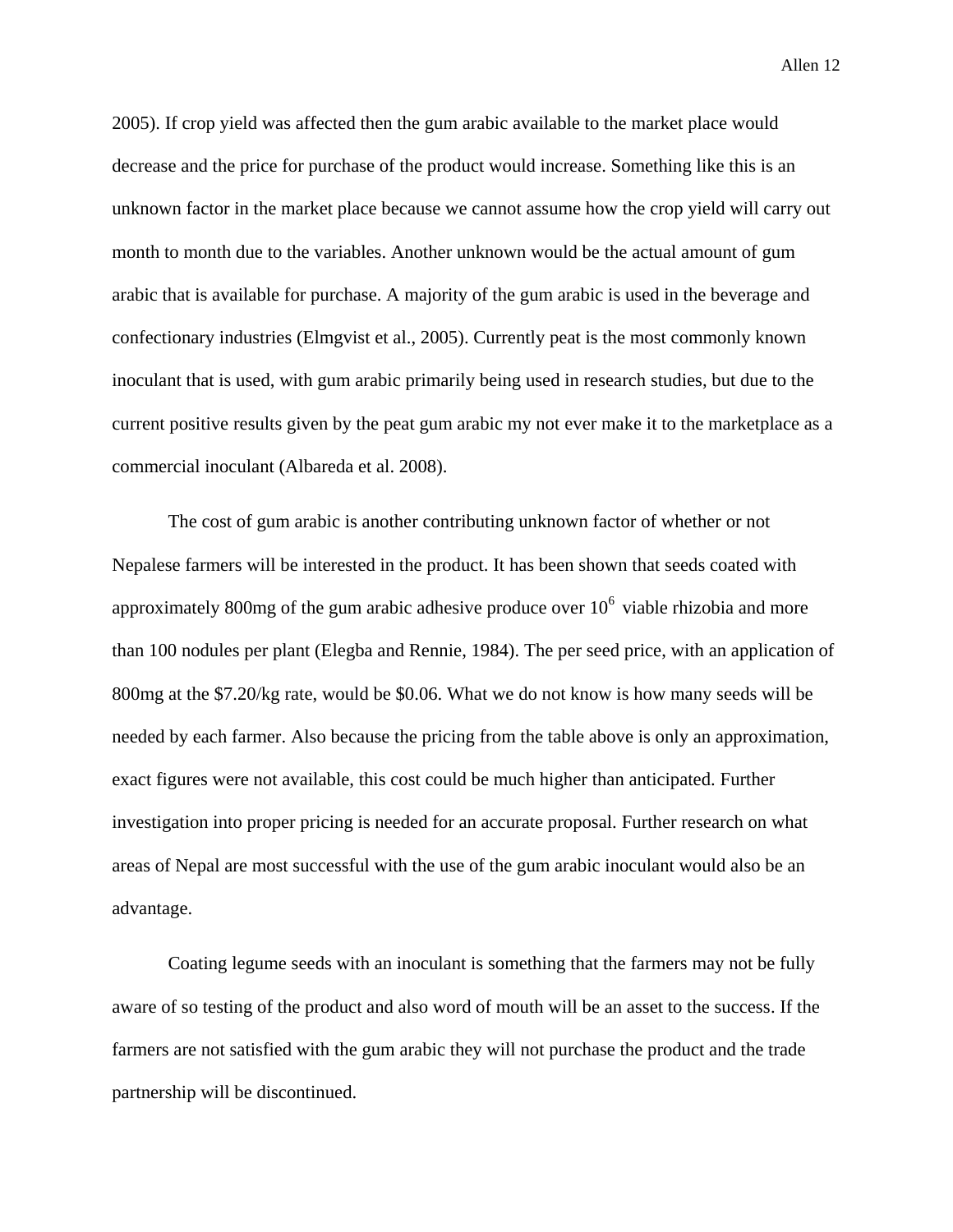2005). If crop yield was affected then the gum arabic available to the market place would decrease and the price for purchase of the product would increase. Something like this is an unknown factor in the market place because we cannot assume how the crop yield will carry out month to month due to the variables. Another unknown would be the actual amount of gum arabic that is available for purchase. A majority of the gum arabic is used in the beverage and confectionary industries (Elmgvist et al., 2005). Currently peat is the most commonly known inoculant that is used, with gum arabic primarily being used in research studies, but due to the current positive results given by the peat gum arabic my not ever make it to the marketplace as a commercial inoculant (Albareda et al. 2008).

The cost of gum arabic is another contributing unknown factor of whether or not Nepalese farmers will be interested in the product. It has been shown that seeds coated with approximately 800mg of the gum arabic adhesive produce over $10^6$ viable rhizobia and more than 100 nodules per plant (Elegba and Rennie, 1984). The per seed price, with an application of 800mg at the $7.20/kg rate, would be $0.06. What we do not know is how many seeds will be needed by each farmer. Also because the pricing from the table above is only an approximation, exact figures were not available, this cost could be much higher than anticipated. Further investigation into proper pricing is needed for an accurate proposal. Further research on what areas of Nepal are most successful with the use of the gum arabic inoculant would also be an advantage.

Coating legume seeds with an inoculant is something that the farmers may not be fully aware of so testing of the product and also word of mouth will be an asset to the success. If the farmers are not satisfied with the gum arabic they will not purchase the product and the trade partnership will be discontinued.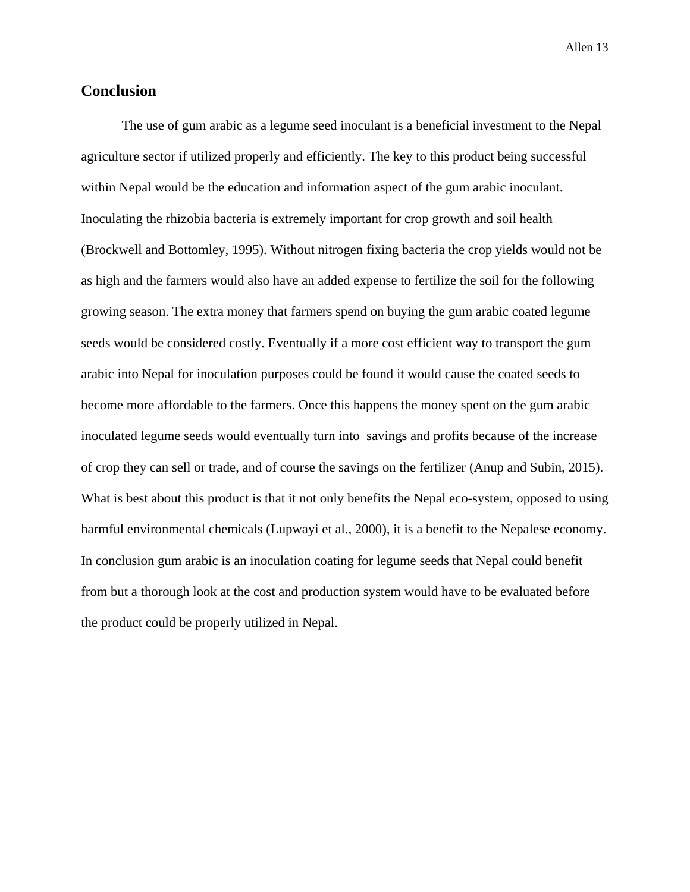## Conclusion

The use of gum arabic as a legume seed inoculant is a beneficial investment to the Nepal agriculture sector if utilized properly and efficiently. The key to this product being successful within Nepal would be the education and information aspect of the gum arabic inoculant. Inoculating the rhizobia bacteria is extremely important for crop growth and soil health (Brockwell and Bottomley, 1995). Without nitrogen fixing bacteria the crop yields would not be as high and the farmers would also have an added expense to fertilize the soil for the following growing season. The extra money that farmers spend on buying the gum arabic coated legume seeds would be considered costly. Eventually if a more cost efficient way to transport the gum arabic into Nepal for inoculation purposes could be found it would cause the coated seeds to become more affordable to the farmers. Once this happens the money spent on the gum arabic inoculated legume seeds would eventually turn into savings and profits because of the increase of crop they can sell or trade, and of course the savings on the fertilizer (Anup and Subin, 2015). What is best about this product is that it not only benefits the Nepal eco-system, opposed to using harmful environmental chemicals (Lupwayi et al., 2000), it is a benefit to the Nepalese economy. In conclusion gum arabic is an inoculation coating for legume seeds that Nepal could benefit from but a thorough look at the cost and production system would have to be evaluated before the product could be properly utilized in Nepal.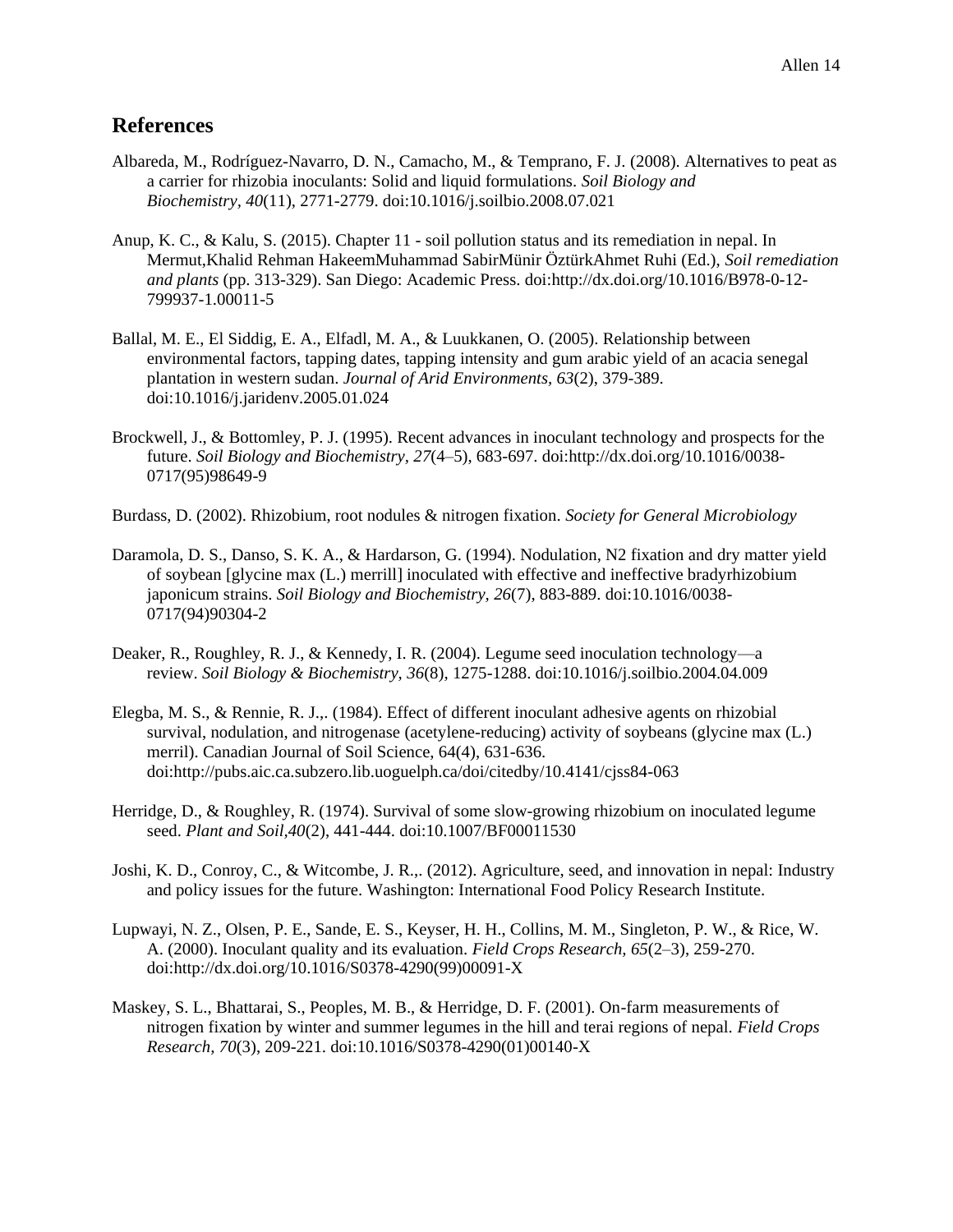## References

Albareda, M., Rodríguez-Navarro, D. N., Camacho, M., & Temprano, F. J. (2008). Alternatives to peat as a carrier for rhizobia inoculants: Solid and liquid formulations. *Soil Biology and Biochemistry*, *40*(11), 2771-2779. doi:10.1016/j.soilbio.2008.07.021

Anup, K. C., & Kalu, S. (2015). Chapter 11 - soil pollution status and its remediation in nepal. In Mermut,Khalid Rehman HakeemMuhammad SabirMünir ÖztürkAhmet Ruhi (Ed.), *Soil remediation and plants* (pp. 313-329). San Diego: Academic Press. doi:http://dx.doi.org/10.1016/B978-0-12-799937-1.00011-5

Ballal, M. E., El Siddig, E. A., Elfadl, M. A., & Luukkanen, O. (2005). Relationship between environmental factors, tapping dates, tapping intensity and gum arabic yield of an acacia senegal plantation in western sudan. *Journal of Arid Environments, 63*(2), 379-389. doi:10.1016/j.jaridenv.2005.01.024

Brockwell, J., & Bottomley, P. J. (1995). Recent advances in inoculant technology and prospects for the future. *Soil Biology and Biochemistry, 27*(4–5), 683-697. doi:http://dx.doi.org/10.1016/0038-0717(95)98649-9

Burdass, D. (2002). Rhizobium, root nodules & nitrogen fixation. *Society for General Microbiology*

Daramola, D. S., Danso, S. K. A., & Hardarson, G. (1994). Nodulation, N2 fixation and dry matter yield of soybean [glycine max (L.) merrill] inoculated with effective and ineffective bradyrhizobium japonicum strains. *Soil Biology and Biochemistry, 26*(7), 883-889. doi:10.1016/0038-0717(94)90304-2

Deaker, R., Roughley, R. J., & Kennedy, I. R. (2004). Legume seed inoculation technology—a review. *Soil Biology & Biochemistry, 36*(8), 1275-1288. doi:10.1016/j.soilbio.2004.04.009

Elegba, M. S., & Rennie, R. J.,. (1984). Effect of different inoculant adhesive agents on rhizobial survival, nodulation, and nitrogenase (acetylene-reducing) activity of soybeans (glycine max (L.) merril). Canadian Journal of Soil Science, 64(4), 631-636. doi:http://pubs.aic.ca.subzero.lib.uoguelph.ca/doi/citedby/10.4141/cjss84-063

Herridge, D., & Roughley, R. (1974). Survival of some slow-growing rhizobium on inoculated legume seed. *Plant and Soil,40*(2), 441-444. doi:10.1007/BF00011530

Joshi, K. D., Conroy, C., & Witcombe, J. R.,. (2012). Agriculture, seed, and innovation in nepal: Industry and policy issues for the future. Washington: International Food Policy Research Institute.

Lupwayi, N. Z., Olsen, P. E., Sande, E. S., Keyser, H. H., Collins, M. M., Singleton, P. W., & Rice, W. A. (2000). Inoculant quality and its evaluation. *Field Crops Research, 65*(2–3), 259-270. doi:http://dx.doi.org/10.1016/S0378-4290(99)00091-X

Maskey, S. L., Bhattarai, S., Peoples, M. B., & Herridge, D. F. (2001). On-farm measurements of nitrogen fixation by winter and summer legumes in the hill and terai regions of nepal. *Field Crops Research, 70*(3), 209-221. doi:10.1016/S0378-4290(01)00140-X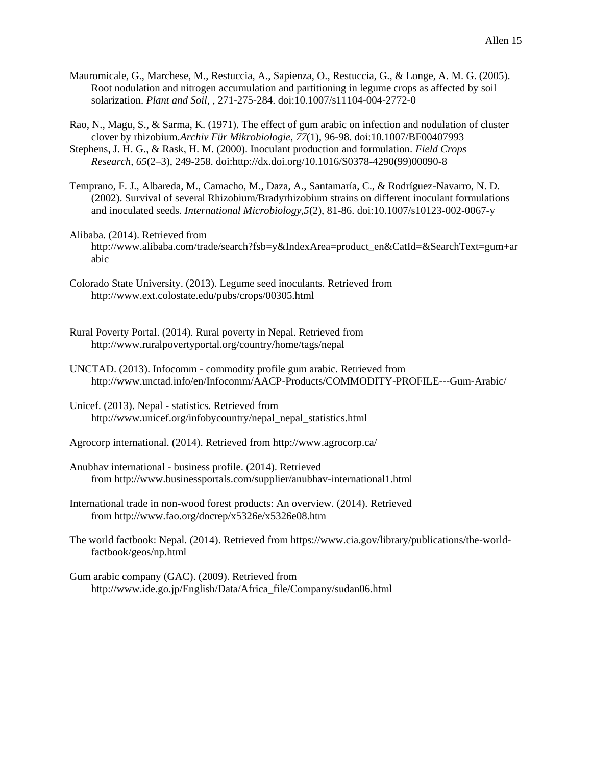Mauromicale, G., Marchese, M., Restuccia, A., Sapienza, O., Restuccia, G., & Longe, A. M. G. (2005). Root nodulation and nitrogen accumulation and partitioning in legume crops as affected by soil solarization. *Plant and Soil,* , 271-275-284. doi:10.1007/s11104-004-2772-0

Rao, N., Magu, S., & Sarma, K. (1971). The effect of gum arabic on infection and nodulation of cluster clover by rhizobium.*Archiv Für Mikrobiologie, 77*(1), 96-98. doi:10.1007/BF00407993

Stephens, J. H. G., & Rask, H. M. (2000). Inoculant production and formulation. *Field Crops Research, 65*(2–3), 249-258. doi:http://dx.doi.org/10.1016/S0378-4290(99)00090-8

Temprano, F. J., Albareda, M., Camacho, M., Daza, A., Santamaría, C., & Rodríguez-Navarro, N. D. (2002). Survival of several Rhizobium/Bradyrhizobium strains on different inoculant formulations and inoculated seeds. *International Microbiology,5*(2), 81-86. doi:10.1007/s10123-002-0067-y

Alibaba. (2014). Retrieved from http://www.alibaba.com/trade/search?fsb=y&IndexArea=product_en&CatId=&SearchText=gum+arabic

Colorado State University. (2013). Legume seed inoculants. Retrieved from http://www.ext.colostate.edu/pubs/crops/00305.html

Rural Poverty Portal. (2014). Rural poverty in Nepal. Retrieved from http://www.ruralpovertyportal.org/country/home/tags/nepal

UNCTAD. (2013). Infocomm - commodity profile gum arabic. Retrieved from http://www.unctad.info/en/Infocomm/AACP-Products/COMMODITY-PROFILE---Gum-Arabic/

Unicef. (2013). Nepal - statistics. Retrieved from http://www.unicef.org/infobycountry/nepal_nepal_statistics.html

Agrocorp international. (2014). Retrieved from http://www.agrocorp.ca/

Anubhav international - business profile. (2014). Retrieved from http://www.businessportals.com/supplier/anubhav-international1.html

International trade in non-wood forest products: An overview. (2014). Retrieved from http://www.fao.org/docrep/x5326e/x5326e08.htm

The world factbook: Nepal. (2014). Retrieved from https://www.cia.gov/library/publications/the-world-factbook/geos/np.html

Gum arabic company (GAC). (2009). Retrieved from http://www.ide.go.jp/English/Data/Africa_file/Company/sudan06.html